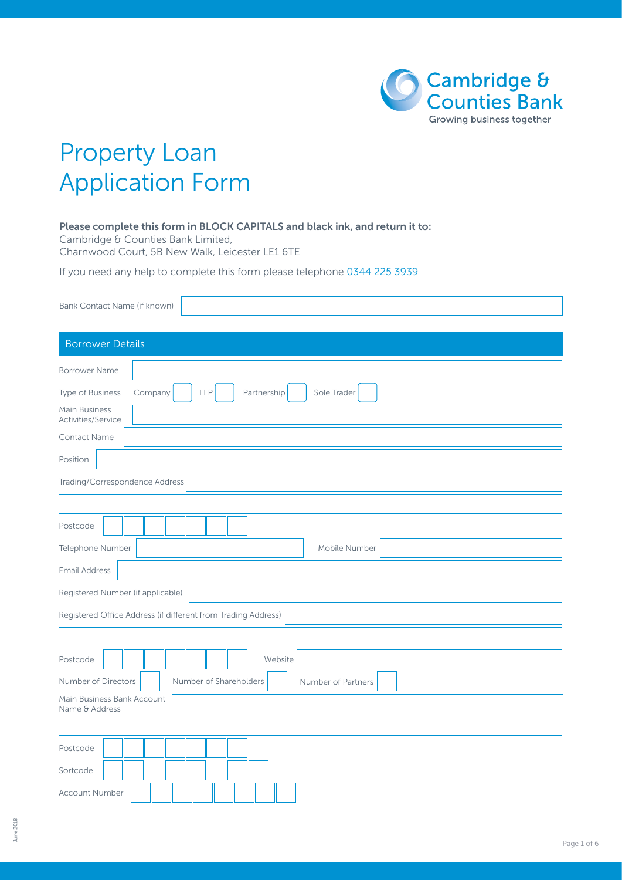Cambridge & Counties Bank

Growing business together

# Property Loan Application Form

**Please complete this form in BLOCK CAPITALS and black ink, and return it to:**
Cambridge & Counties Bank Limited,
Charnwood Court, 5B New Walk, Leicester LE1 6TE

If you need any help to complete this form please telephone 0344 225 3939

Bank Contact Name (if known)

## Borrower Details

Borrower Name

Type of Business: Company ☐ LLP ☐ Partnership ☐ Sole Trader ☐

Main Business Activities/Service

Contact Name

Position

Trading/Correspondence Address

Postcode

Telephone Number | Mobile Number

Email Address

Registered Number (if applicable)

Registered Office Address (if different from Trading Address)

Postcode | Website

Number of Directors | Number of Shareholders | Number of Partners

Main Business Bank Account Name & Address

Postcode

Sortcode

Account Number

June 2018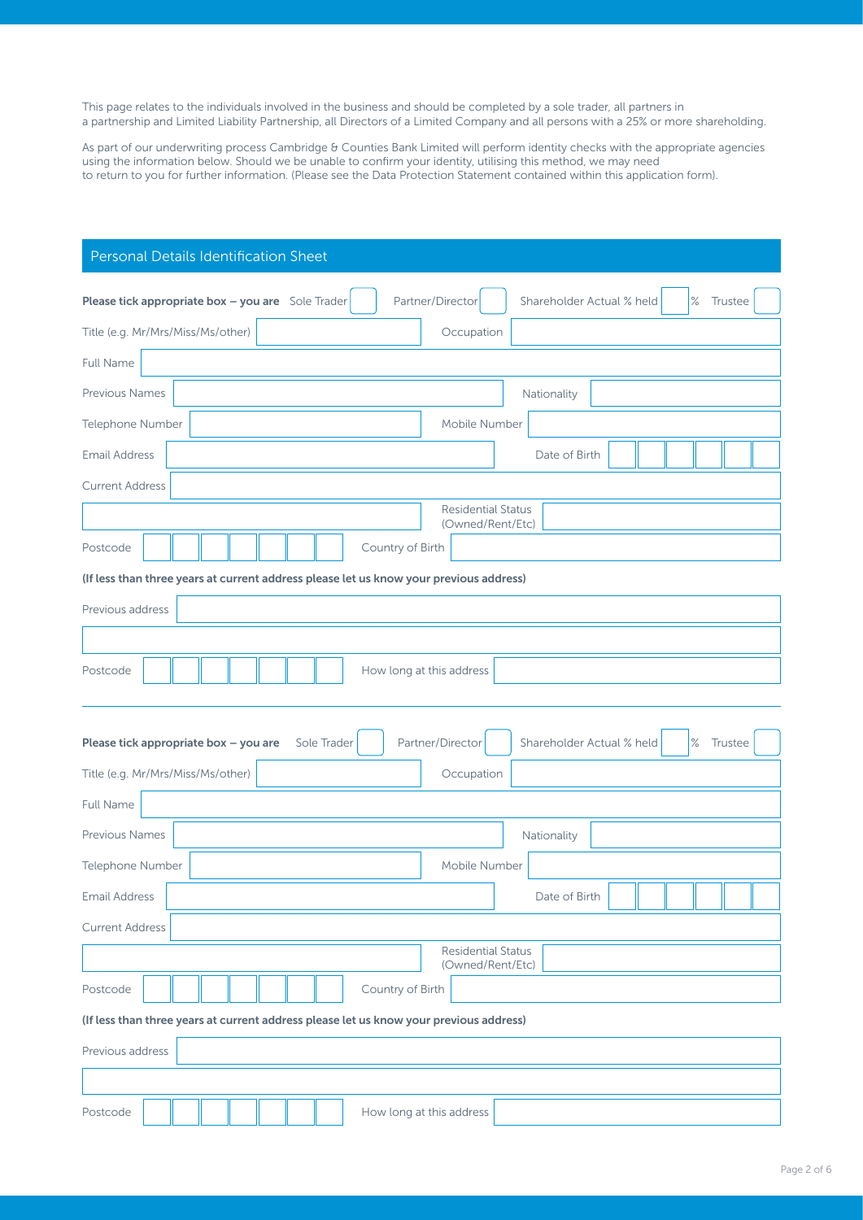This page relates to the individuals involved in the business and should be completed by a sole trader, all partners in a partnership and Limited Liability Partnership, all Directors of a Limited Company and all persons with a 25% or more shareholding.

As part of our underwriting process Cambridge & Counties Bank Limited will perform identity checks with the appropriate agencies using the information below. Should we be unable to confirm your identity, utilising this method, we may need to return to you for further information. (Please see the Data Protection Statement contained within this application form).

## Personal Details Identification Sheet

**Please tick appropriate box – you are** Sole Trader ☐ Partner/Director ☐ Shareholder Actual % held ☐ % Trustee ☐

| | | | |
|---|---|---|---|
| Title (e.g. Mr/Mrs/Miss/Ms/other) | | Occupation | |
| Full Name | | | |
| Previous Names | | Nationality | |
| Telephone Number | | Mobile Number | |
| Email Address | | Date of Birth | |
| Current Address | | | |
| | | Residential Status (Owned/Rent/Etc) | |
| Postcode | | Country of Birth | |

**(If less than three years at current address please let us know your previous address)**

| | | | |
|---|---|---|---|
| Previous address | | | |
| | | | |
| Postcode | | How long at this address | |

**Please tick appropriate box – you are** Sole Trader ☐ Partner/Director ☐ Shareholder Actual % held ☐ % Trustee ☐

| | | | |
|---|---|---|---|
| Title (e.g. Mr/Mrs/Miss/Ms/other) | | Occupation | |
| Full Name | | | |
| Previous Names | | Nationality | |
| Telephone Number | | Mobile Number | |
| Email Address | | Date of Birth | |
| Current Address | | | |
| | | Residential Status (Owned/Rent/Etc) | |
| Postcode | | Country of Birth | |

**(If less than three years at current address please let us know your previous address)**

| | | | |
|---|---|---|---|
| Previous address | | | |
| | | | |
| Postcode | | How long at this address | |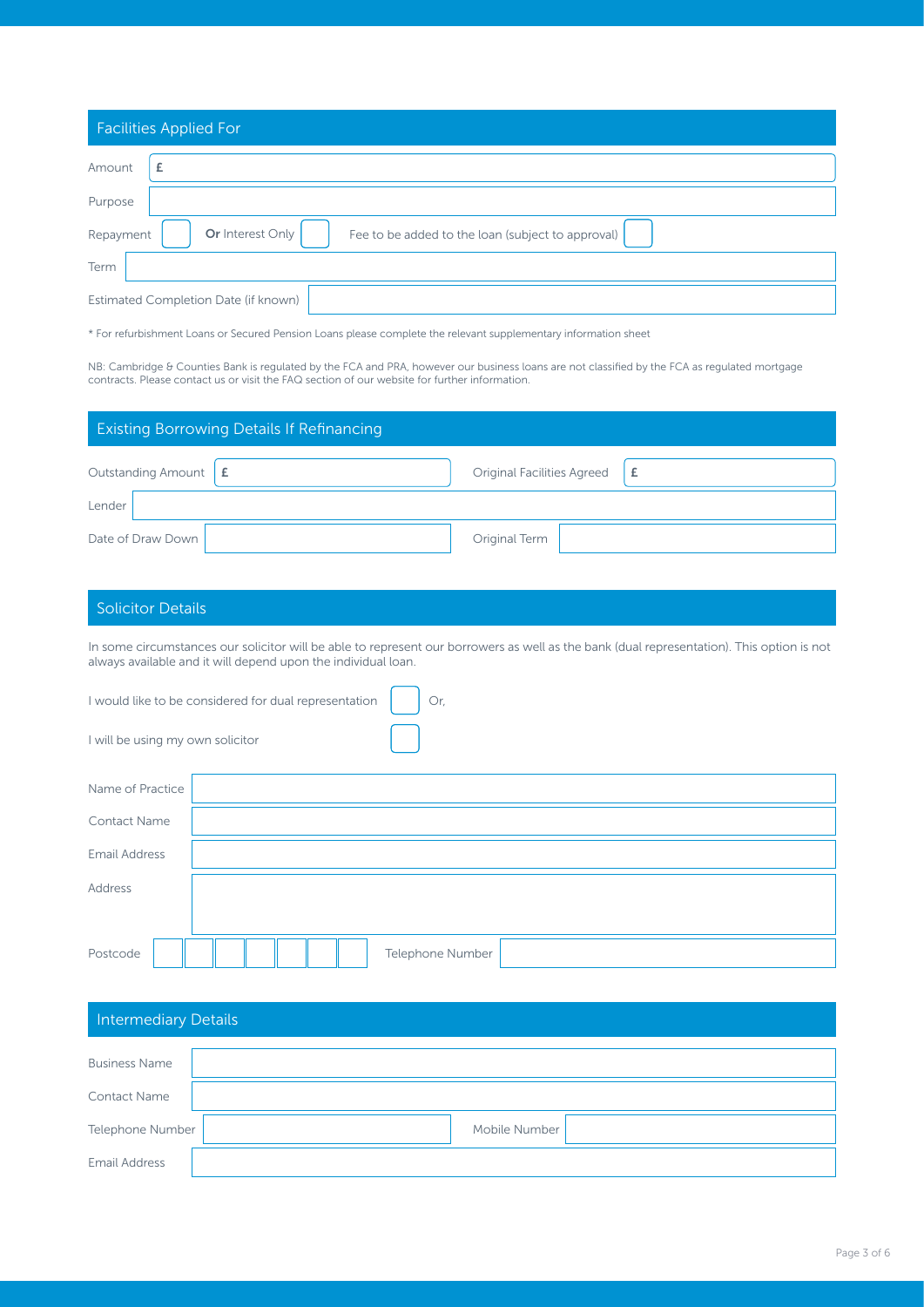## Facilities Applied For

| | |
|---|---|
| Amount | £ |
| Purpose | |
| Repayment ☐ **Or** Interest Only ☐ | Fee to be added to the loan (subject to approval) ☐ |
| Term | |
| Estimated Completion Date (if known) | |

\* For refurbishment Loans or Secured Pension Loans please complete the relevant supplementary information sheet

NB: Cambridge & Counties Bank is regulated by the FCA and PRA, however our business loans are not classified by the FCA as regulated mortgage contracts. Please contact us or visit the FAQ section of our website for further information.

## Existing Borrowing Details If Refinancing

| | | | |
|---|---|---|---|
| Outstanding Amount | £ | Original Facilities Agreed | £ |
| Lender | | | |
| Date of Draw Down | | Original Term | |

## Solicitor Details

In some circumstances our solicitor will be able to represent our borrowers as well as the bank (dual representation). This option is not always available and it will depend upon the individual loan.

I would like to be considered for dual representation ☐ Or,

I will be using my own solicitor ☐

| | | | |
|---|---|---|---|
| Name of Practice | | | |
| Contact Name | | | |
| Email Address | | | |
| Address | | | |
| Postcode | | Telephone Number | |

## Intermediary Details

| | | | |
|---|---|---|---|
| Business Name | | | |
| Contact Name | | | |
| Telephone Number | | Mobile Number | |
| Email Address | | | |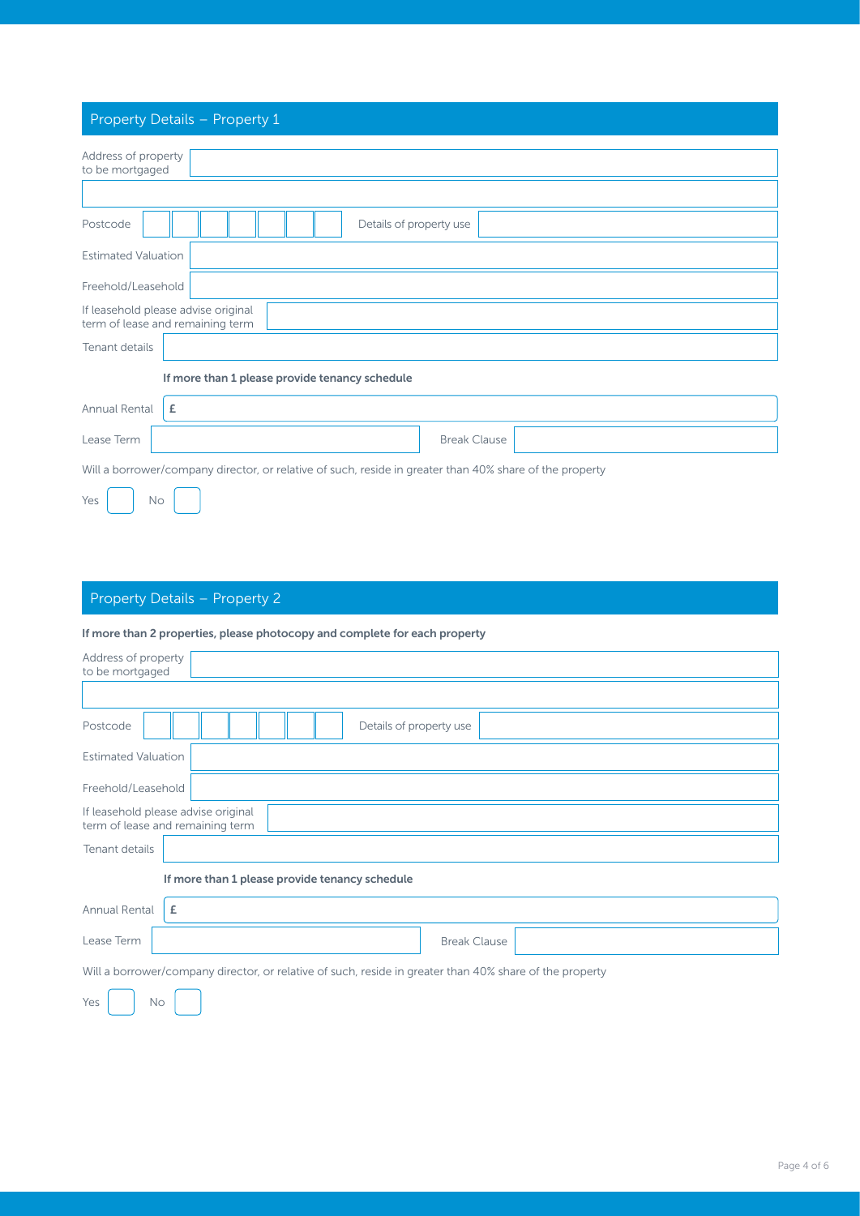## Property Details – Property 1

Address of property to be mortgaged

Postcode

Details of property use

Estimated Valuation

Freehold/Leasehold

If leasehold please advise original term of lease and remaining term

Tenant details

**If more than 1 please provide tenancy schedule**

Annual Rental £

Lease Term

Break Clause

Will a borrower/company director, or relative of such, reside in greater than 40% share of the property

Yes No

## Property Details – Property 2

**If more than 2 properties, please photocopy and complete for each property**

Address of property to be mortgaged

Postcode

Details of property use

Estimated Valuation

Freehold/Leasehold

If leasehold please advise original term of lease and remaining term

Tenant details

**If more than 1 please provide tenancy schedule**

Annual Rental £

Lease Term

Break Clause

Will a borrower/company director, or relative of such, reside in greater than 40% share of the property

Yes No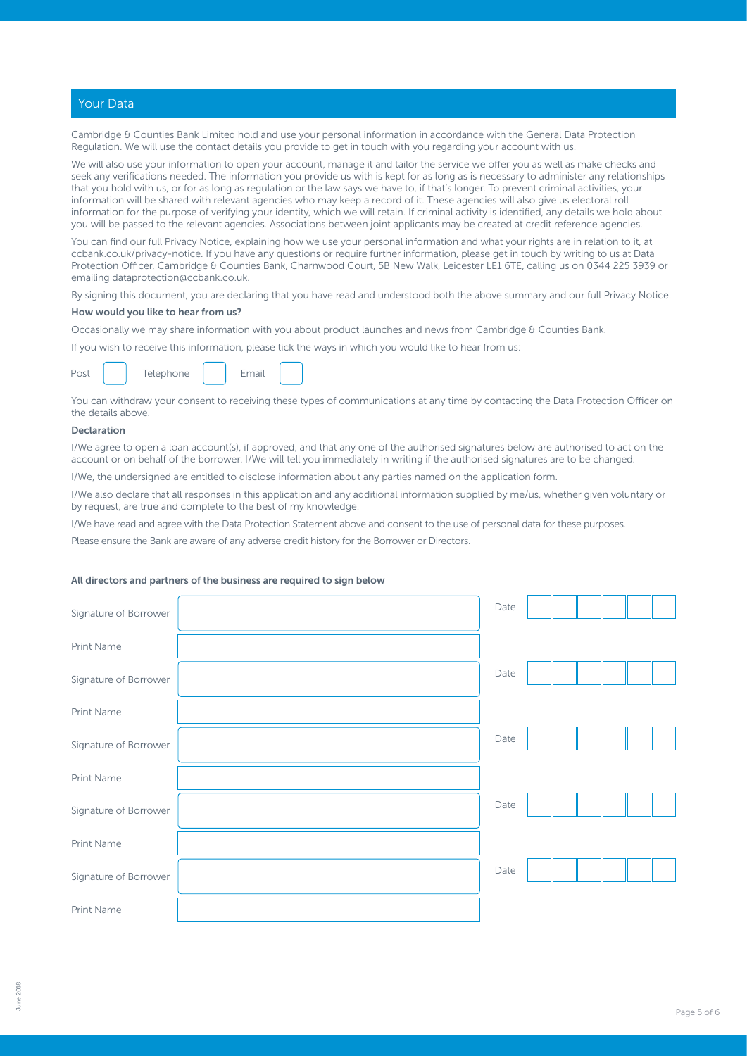## Your Data

Cambridge & Counties Bank Limited hold and use your personal information in accordance with the General Data Protection Regulation. We will use the contact details you provide to get in touch with you regarding your account with us.

We will also use your information to open your account, manage it and tailor the service we offer you as well as make checks and seek any verifications needed. The information you provide us with is kept for as long as is necessary to administer any relationships that you hold with us, or for as long as regulation or the law says we have to, if that's longer. To prevent criminal activities, your information will be shared with relevant agencies who may keep a record of it. These agencies will also give us electoral roll information for the purpose of verifying your identity, which we will retain. If criminal activity is identified, any details we hold about you will be passed to the relevant agencies. Associations between joint applicants may be created at credit reference agencies.

You can find our full Privacy Notice, explaining how we use your personal information and what your rights are in relation to it, at ccbank.co.uk/privacy-notice. If you have any questions or require further information, please get in touch by writing to us at Data Protection Officer, Cambridge & Counties Bank, Charnwood Court, 5B New Walk, Leicester LE1 6TE, calling us on 0344 225 3939 or emailing dataprotection@ccbank.co.uk.

By signing this document, you are declaring that you have read and understood both the above summary and our full Privacy Notice.

**How would you like to hear from us?**

Occasionally we may share information with you about product launches and news from Cambridge & Counties Bank.

If you wish to receive this information, please tick the ways in which you would like to hear from us:

Post [ ] Telephone [ ] Email [ ]

You can withdraw your consent to receiving these types of communications at any time by contacting the Data Protection Officer on the details above.

**Declaration**

I/We agree to open a loan account(s), if approved, and that any one of the authorised signatures below are authorised to act on the account or on behalf of the borrower. I/We will tell you immediately in writing if the authorised signatures are to be changed.

I/We, the undersigned are entitled to disclose information about any parties named on the application form.

I/We also declare that all responses in this application and any additional information supplied by me/us, whether given voluntary or by request, are true and complete to the best of my knowledge.

I/We have read and agree with the Data Protection Statement above and consent to the use of personal data for these purposes.

Please ensure the Bank are aware of any adverse credit history for the Borrower or Directors.

**All directors and partners of the business are required to sign below**

| | | | |
|---|---|---|---|
| Signature of Borrower | | Date | |
| Print Name | | | |
| Signature of Borrower | | Date | |
| Print Name | | | |
| Signature of Borrower | | Date | |
| Print Name | | | |
| Signature of Borrower | | Date | |
| Print Name | | | |
| Signature of Borrower | | Date | |
| Print Name | | | |

June 2018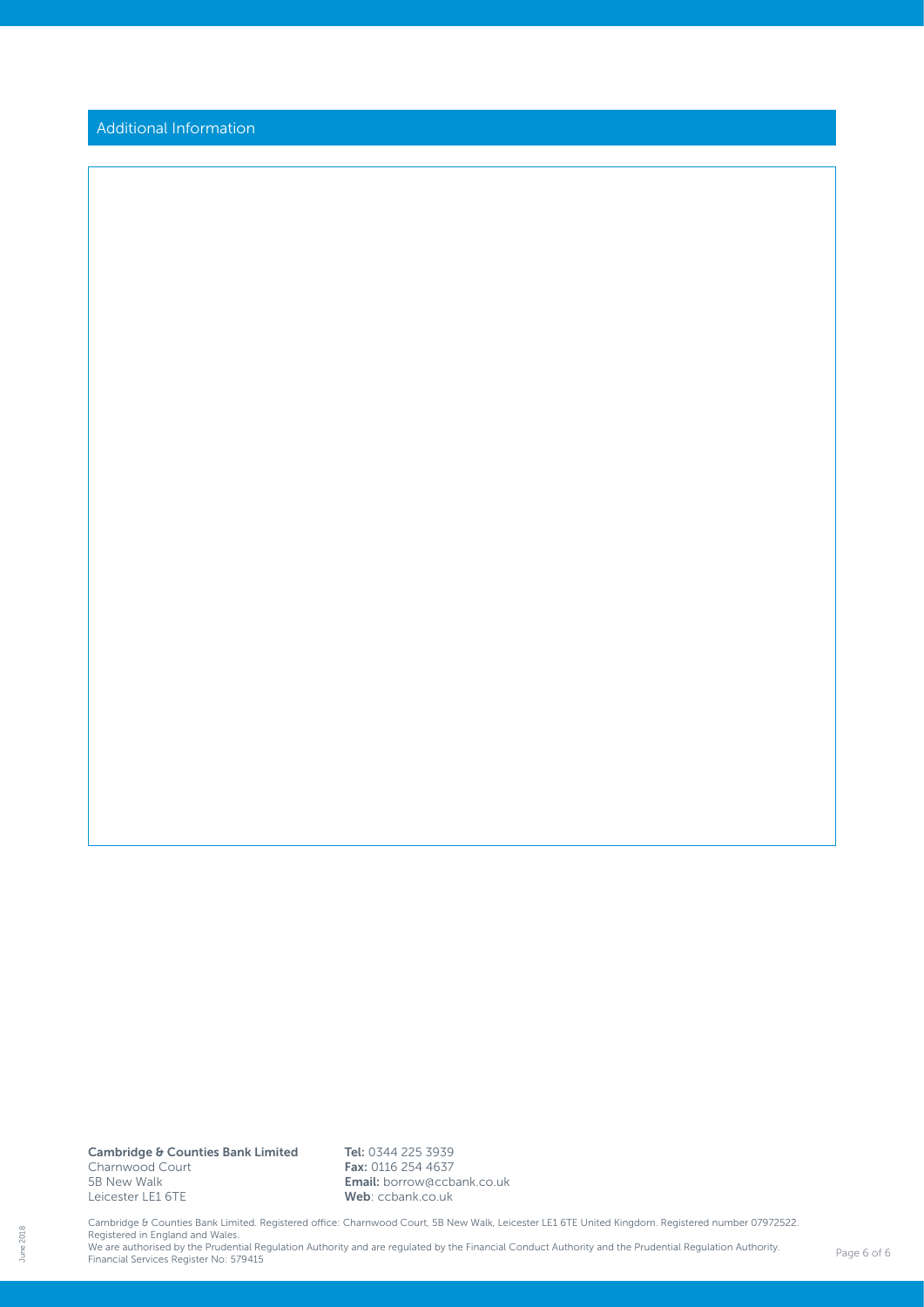## Additional Information

**Cambridge & Counties Bank Limited**
Charnwood Court
5B New Walk
Leicester LE1 6TE

**Tel:** 0344 225 3939
**Fax:** 0116 254 4637
**Email:** borrow@ccbank.co.uk
**Web**: ccbank.co.uk

Cambridge & Counties Bank Limited. Registered office: Charnwood Court, 5B New Walk, Leicester LE1 6TE United Kingdom. Registered number 07972522. Registered in England and Wales.
We are authorised by the Prudential Regulation Authority and are regulated by the Financial Conduct Authority and the Prudential Regulation Authority. Financial Services Register No: 579415

June 2018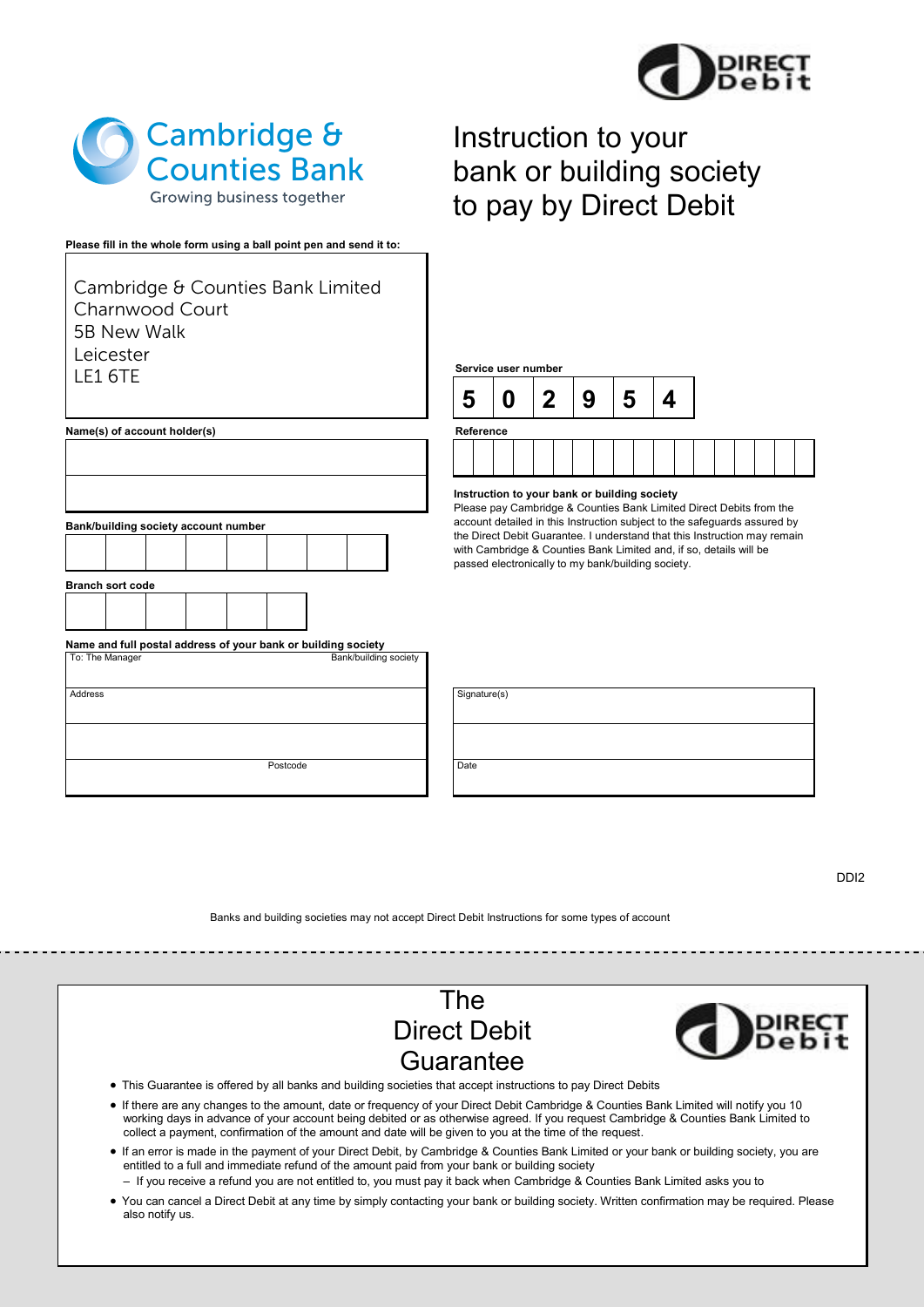DIRECT Debit

Cambridge & Counties Bank
Growing business together

# Instruction to your bank or building society to pay by Direct Debit

**Please fill in the whole form using a ball point pen and send it to:**

Cambridge & Counties Bank Limited
Charnwood Court
5B New Walk
Leicester
LE1 6TE

**Service user number**

| 5 | 0 | 2 | 9 | 5 | 4 |
|---|---|---|---|---|---|

**Name(s) of account holder(s)**

**Reference**

**Bank/building society account number**

**Branch sort code**

**Instruction to your bank or building society**
Please pay Cambridge & Counties Bank Limited Direct Debits from the account detailed in this Instruction subject to the safeguards assured by the Direct Debit Guarantee. I understand that this Instruction may remain with Cambridge & Counties Bank Limited and, if so, details will be passed electronically to my bank/building society.

**Name and full postal address of your bank or building society**

To: The Manager — Bank/building society

Address

Postcode

Signature(s)

Date

DDI2

Banks and building societies may not accept Direct Debit Instructions for some types of account

## The Direct Debit Guarantee

DIRECT Debit

- This Guarantee is offered by all banks and building societies that accept instructions to pay Direct Debits
- If there are any changes to the amount, date or frequency of your Direct Debit Cambridge & Counties Bank Limited will notify you 10 working days in advance of your account being debited or as otherwise agreed. If you request Cambridge & Counties Bank Limited to collect a payment, confirmation of the amount and date will be given to you at the time of the request.
- If an error is made in the payment of your Direct Debit, by Cambridge & Counties Bank Limited or your bank or building society, you are entitled to a full and immediate refund of the amount paid from your bank or building society
  - If you receive a refund you are not entitled to, you must pay it back when Cambridge & Counties Bank Limited asks you to
- You can cancel a Direct Debit at any time by simply contacting your bank or building society. Written confirmation may be required. Please also notify us.